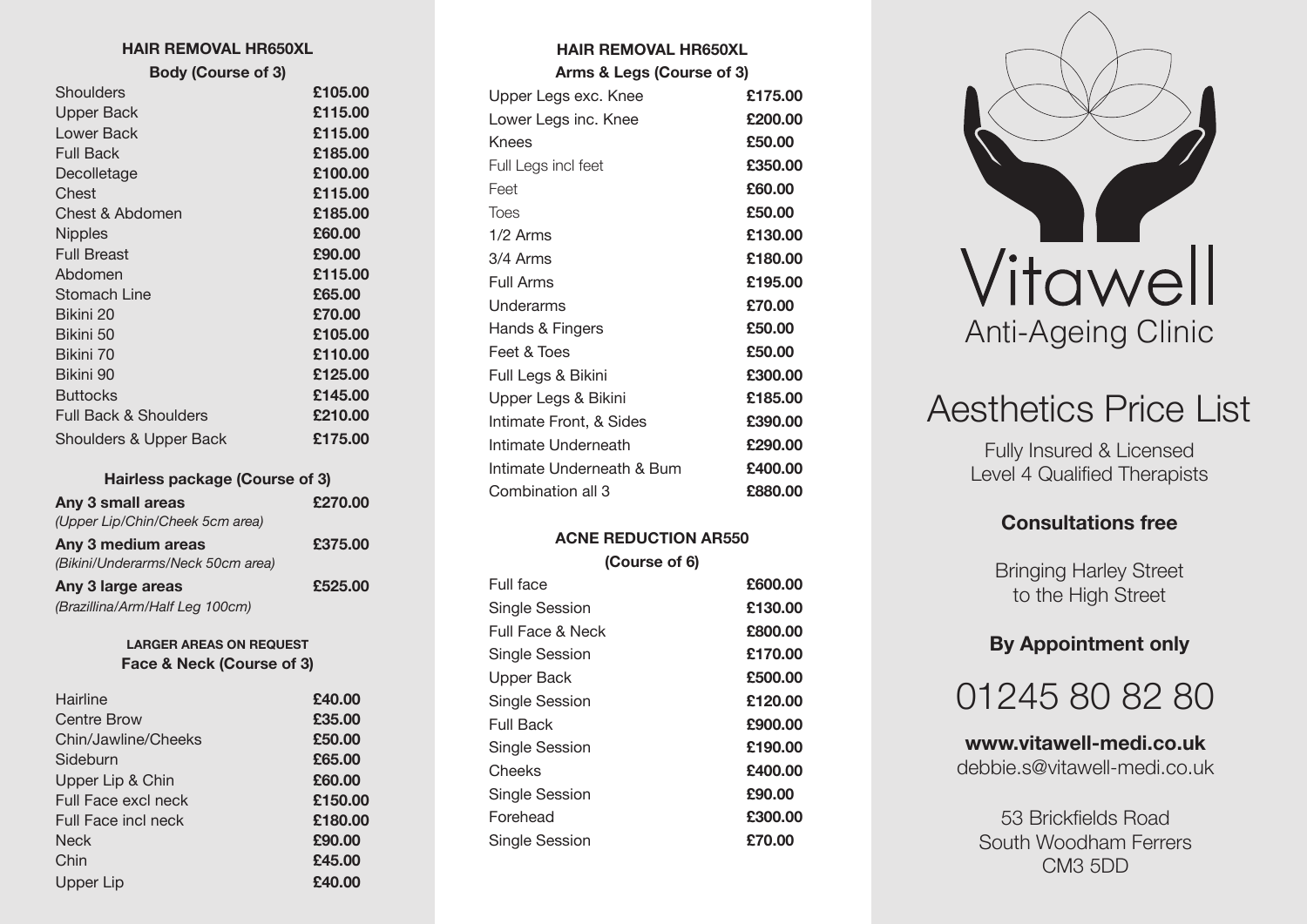## HAIR REMOVAL HR650XL

### Body (Course of 3)

| Treatment | Price |
|---|---|
| Shoulders | **£105.00** |
| Upper Back | **£115.00** |
| Lower Back | **£115.00** |
| Full Back | **£185.00** |
| Decolletage | **£100.00** |
| Chest | **£115.00** |
| Chest & Abdomen | **£185.00** |
| Nipples | **£60.00** |
| Full Breast | **£90.00** |
| Abdomen | **£115.00** |
| Stomach Line | **£65.00** |
| Bikini 20 | **£70.00** |
| Bikini 50 | **£105.00** |
| Bikini 70 | **£110.00** |
| Bikini 90 | **£125.00** |
| Buttocks | **£145.00** |
| Full Back & Shoulders | **£210.00** |
| Shoulders & Upper Back | **£175.00** |

### Hairless package (Course of 3)

| Package | Price |
|---|---|
| **Any 3 small areas** *(Upper Lip/Chin/Cheek 5cm area)* | **£270.00** |
| **Any 3 medium areas** *(Bikini/Underarms/Neck 50cm area)* | **£375.00** |
| **Any 3 large areas** *(Brazillina/Arm/Half Leg 100cm)* | **£525.00** |

**LARGER AREAS ON REQUEST**

### Face & Neck (Course of 3)

| Treatment | Price |
|---|---|
| Hairline | **£40.00** |
| Centre Brow | **£35.00** |
| Chin/Jawline/Cheeks | **£50.00** |
| Sideburn | **£65.00** |
| Upper Lip & Chin | **£60.00** |
| Full Face excl neck | **£150.00** |
| Full Face incl neck | **£180.00** |
| Neck | **£90.00** |
| Chin | **£45.00** |
| Upper Lip | **£40.00** |

## HAIR REMOVAL HR650XL

### Arms & Legs (Course of 3)

| Treatment | Price |
|---|---|
| Upper Legs exc. Knee | **£175.00** |
| Lower Legs inc. Knee | **£200.00** |
| Knees | **£50.00** |
| Full Legs incl feet | **£350.00** |
| Feet | **£60.00** |
| Toes | **£50.00** |
| 1/2 Arms | **£130.00** |
| 3/4 Arms | **£180.00** |
| Full Arms | **£195.00** |
| Underarms | **£70.00** |
| Hands & Fingers | **£50.00** |
| Feet & Toes | **£50.00** |
| Full Legs & Bikini | **£300.00** |
| Upper Legs & Bikini | **£185.00** |
| Intimate Front, & Sides | **£390.00** |
| Intimate Underneath | **£290.00** |
| Intimate Underneath & Bum | **£400.00** |
| Combination all 3 | **£880.00** |

## ACNE REDUCTION AR550

### (Course of 6)

| Treatment | Price |
|---|---|
| Full face | **£600.00** |
| Single Session | **£130.00** |
| Full Face & Neck | **£800.00** |
| Single Session | **£170.00** |
| Upper Back | **£500.00** |
| Single Session | **£120.00** |
| Full Back | **£900.00** |
| Single Session | **£190.00** |
| Cheeks | **£400.00** |
| Single Session | **£90.00** |
| Forehead | **£300.00** |
| Single Session | **£70.00** |

# Vitawell

Anti-Ageing Clinic

# Aesthetics Price List

Fully Insured & Licensed
Level 4 Qualified Therapists

**Consultations free**

Bringing Harley Street
to the High Street

**By Appointment only**

01245 80 82 80

**www.vitawell-medi.co.uk**
debbie.s@vitawell-medi.co.uk

53 Brickfields Road
South Woodham Ferrers
CM3 5DD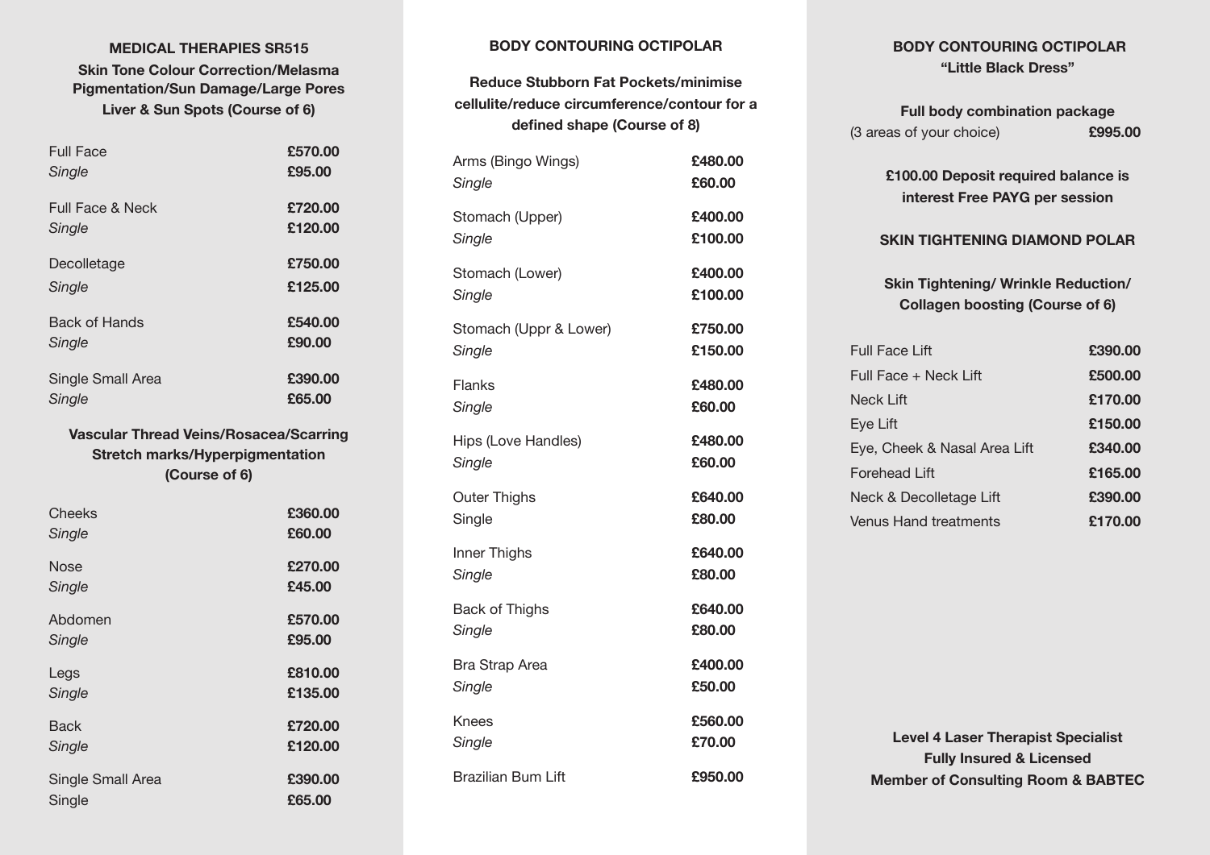## MEDICAL THERAPIES SR515

**Skin Tone Colour Correction/Melasma Pigmentation/Sun Damage/Large Pores Liver & Sun Spots (Course of 6)**

| | |
|---|---|
| Full Face | **£570.00** |
| *Single* | **£95.00** |
| Full Face & Neck | **£720.00** |
| *Single* | **£120.00** |
| Decolletage | **£750.00** |
| *Single* | **£125.00** |
| Back of Hands | **£540.00** |
| *Single* | **£90.00** |
| Single Small Area | **£390.00** |
| *Single* | **£65.00** |

**Vascular Thread Veins/Rosacea/Scarring Stretch marks/Hyperpigmentation (Course of 6)**

| | |
|---|---|
| Cheeks | **£360.00** |
| *Single* | **£60.00** |
| Nose | **£270.00** |
| *Single* | **£45.00** |
| Abdomen | **£570.00** |
| *Single* | **£95.00** |
| Legs | **£810.00** |
| *Single* | **£135.00** |
| Back | **£720.00** |
| *Single* | **£120.00** |
| Single Small Area | **£390.00** |
| Single | **£65.00** |

## BODY CONTOURING OCTIPOLAR

**Reduce Stubborn Fat Pockets/minimise cellulite/reduce circumference/contour for a defined shape (Course of 8)**

| | |
|---|---|
| Arms (Bingo Wings) | **£480.00** |
| *Single* | **£60.00** |
| Stomach (Upper) | **£400.00** |
| *Single* | **£100.00** |
| Stomach (Lower) | **£400.00** |
| *Single* | **£100.00** |
| Stomach (Uppr & Lower) | **£750.00** |
| *Single* | **£150.00** |
| Flanks | **£480.00** |
| *Single* | **£60.00** |
| Hips (Love Handles) | **£480.00** |
| *Single* | **£60.00** |
| Outer Thighs | **£640.00** |
| Single | **£80.00** |
| Inner Thighs | **£640.00** |
| *Single* | **£80.00** |
| Back of Thighs | **£640.00** |
| *Single* | **£80.00** |
| Bra Strap Area | **£400.00** |
| *Single* | **£50.00** |
| Knees | **£560.00** |
| *Single* | **£70.00** |
| Brazilian Bum Lift | **£950.00** |

## BODY CONTOURING OCTIPOLAR "Little Black Dress"

**Full body combination package**

(3 areas of your choice) **£995.00**

**£100.00 Deposit required balance is interest Free PAYG per session**

## SKIN TIGHTENING DIAMOND POLAR

**Skin Tightening/ Wrinkle Reduction/ Collagen boosting (Course of 6)**

| | |
|---|---|
| Full Face Lift | **£390.00** |
| Full Face + Neck Lift | **£500.00** |
| Neck Lift | **£170.00** |
| Eye Lift | **£150.00** |
| Eye, Cheek & Nasal Area Lift | **£340.00** |
| Forehead Lift | **£165.00** |
| Neck & Decolletage Lift | **£390.00** |
| Venus Hand treatments | **£170.00** |

**Level 4 Laser Therapist Specialist**
**Fully Insured & Licensed**
**Member of Consulting Room & BABTEC**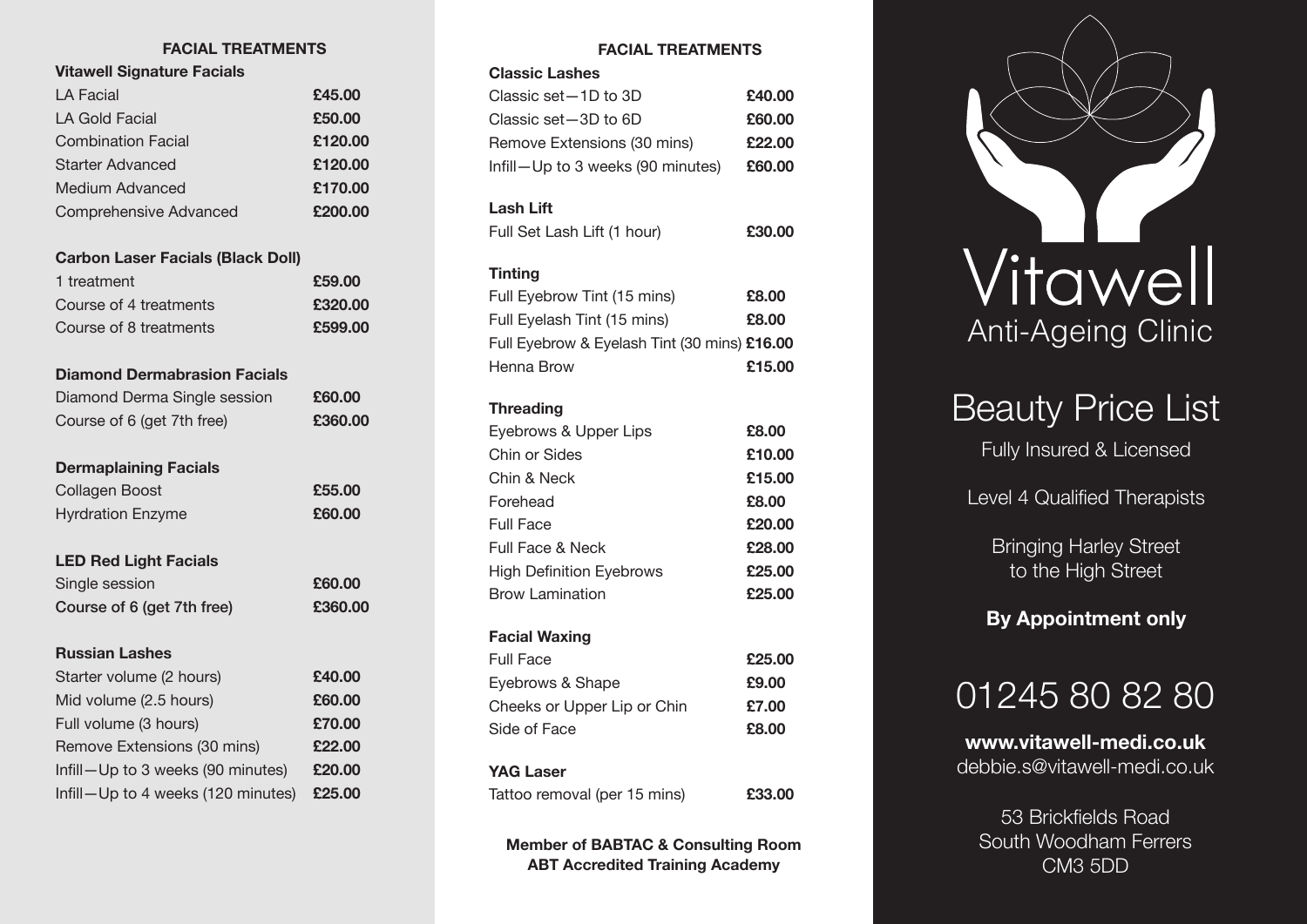## FACIAL TREATMENTS

### Vitawell Signature Facials

| Treatment | Price |
|---|---|
| LA Facial | **£45.00** |
| LA Gold Facial | **£50.00** |
| Combination Facial | **£120.00** |
| Starter Advanced | **£120.00** |
| Medium Advanced | **£170.00** |
| Comprehensive Advanced | **£200.00** |

### Carbon Laser Facials (Black Doll)

| Treatment | Price |
|---|---|
| 1 treatment | **£59.00** |
| Course of 4 treatments | **£320.00** |
| Course of 8 treatments | **£599.00** |

### Diamond Dermabrasion Facials

| Treatment | Price |
|---|---|
| Diamond Derma Single session | **£60.00** |
| Course of 6 (get 7th free) | **£360.00** |

### Dermaplaining Facials

| Treatment | Price |
|---|---|
| Collagen Boost | **£55.00** |
| Hyrdration Enzyme | **£60.00** |

### LED Red Light Facials

| Treatment | Price |
|---|---|
| Single session | **£60.00** |
| **Course of 6 (get 7th free)** | **£360.00** |

### Russian Lashes

| Treatment | Price |
|---|---|
| Starter volume (2 hours) | **£40.00** |
| Mid volume (2.5 hours) | **£60.00** |
| Full volume (3 hours) | **£70.00** |
| Remove Extensions (30 mins) | **£22.00** |
| Infill—Up to 3 weeks (90 minutes) | **£20.00** |
| Infill—Up to 4 weeks (120 minutes) | **£25.00** |

## FACIAL TREATMENTS

### Classic Lashes

| Treatment | Price |
|---|---|
| Classic set—1D to 3D | **£40.00** |
| Classic set—3D to 6D | **£60.00** |
| Remove Extensions (30 mins) | **£22.00** |
| Infill—Up to 3 weeks (90 minutes) | **£60.00** |

### Lash Lift

| Treatment | Price |
|---|---|
| Full Set Lash Lift (1 hour) | **£30.00** |

### Tinting

| Treatment | Price |
|---|---|
| Full Eyebrow Tint (15 mins) | **£8.00** |
| Full Eyelash Tint (15 mins) | **£8.00** |
| Full Eyebrow & Eyelash Tint (30 mins) | **£16.00** |
| Henna Brow | **£15.00** |

### Threading

| Treatment | Price |
|---|---|
| Eyebrows & Upper Lips | **£8.00** |
| Chin or Sides | **£10.00** |
| Chin & Neck | **£15.00** |
| Forehead | **£8.00** |
| Full Face | **£20.00** |
| Full Face & Neck | **£28.00** |
| High Definition Eyebrows | **£25.00** |
| Brow Lamination | **£25.00** |

### Facial Waxing

| Treatment | Price |
|---|---|
| Full Face | **£25.00** |
| Eyebrows & Shape | **£9.00** |
| Cheeks or Upper Lip or Chin | **£7.00** |
| Side of Face | **£8.00** |

### YAG Laser

| Treatment | Price |
|---|---|
| Tattoo removal (per 15 mins) | **£33.00** |

**Member of BABTAC & Consulting Room**
**ABT Accredited Training Academy**

# Vitawell
## Anti-Ageing Clinic

# Beauty Price List

Fully Insured & Licensed

Level 4 Qualified Therapists

Bringing Harley Street to the High Street

**By Appointment only**

## 01245 80 82 80

**www.vitawell-medi.co.uk**
debbie.s@vitawell-medi.co.uk

53 Brickfields Road
South Woodham Ferrers
CM3 5DD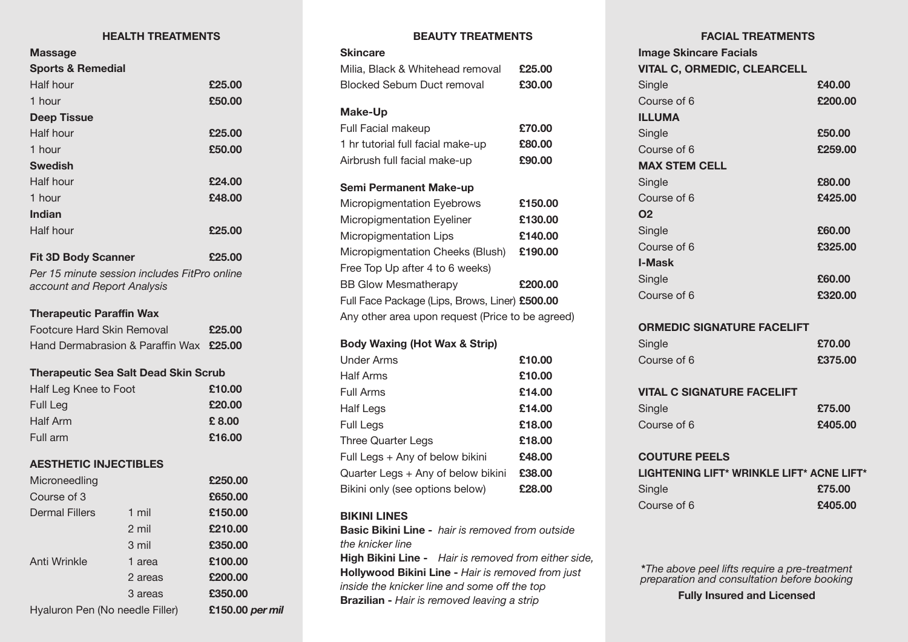## HEALTH TREATMENTS

### Massage

**Sports & Remedial**

| | |
|---|---|
| Half hour | £25.00 |
| 1 hour | £50.00 |

**Deep Tissue**

| | |
|---|---|
| Half hour | £25.00 |
| 1 hour | £50.00 |

**Swedish**

| | |
|---|---|
| Half hour | £24.00 |
| 1 hour | £48.00 |

**Indian**

| | |
|---|---|
| Half hour | £25.00 |

**Fit 3D Body Scanner** **£25.00**

*Per 15 minute session includes FitPro online account and Report Analysis*

### Therapeutic Paraffin Wax

| | |
|---|---|
| Footcure Hard Skin Removal | £25.00 |
| Hand Dermabrasion & Paraffin Wax | £25.00 |

### Therapeutic Sea Salt Dead Skin Scrub

| | |
|---|---|
| Half Leg Knee to Foot | £10.00 |
| Full Leg | £20.00 |
| Half Arm | £ 8.00 |
| Full arm | £16.00 |

### AESTHETIC INJECTIBLES

| | | |
|---|---|---|
| Microneedling | | £250.00 |
| Course of 3 | | £650.00 |
| Dermal Fillers | 1 mil | £150.00 |
| | 2 mil | £210.00 |
| | 3 mil | £350.00 |
| Anti Wrinkle | 1 area | £100.00 |
| | 2 areas | £200.00 |
| | 3 areas | £350.00 |
| Hyaluron Pen (No needle Filler) | | £150.00 *per mil* |

## BEAUTY TREATMENTS

### Skincare

| | |
|---|---|
| Milia, Black & Whitehead removal | £25.00 |
| Blocked Sebum Duct removal | £30.00 |

### Make-Up

| | |
|---|---|
| Full Facial makeup | £70.00 |
| 1 hr tutorial full facial make-up | £80.00 |
| Airbrush full facial make-up | £90.00 |

### Semi Permanent Make-up

| | |
|---|---|
| Micropigmentation Eyebrows | £150.00 |
| Micropigmentation Eyeliner | £130.00 |
| Micropigmentation Lips | £140.00 |
| Micropigmentation Cheeks (Blush) | £190.00 |
| Free Top Up after 4 to 6 weeks) | |
| BB Glow Mesmatherapy | £200.00 |
| Full Face Package (Lips, Brows, Liner) | £500.00 |
| Any other area upon request (Price to be agreed) | |

### Body Waxing (Hot Wax & Strip)

| | |
|---|---|
| Under Arms | £10.00 |
| Half Arms | £10.00 |
| Full Arms | £14.00 |
| Half Legs | £14.00 |
| Full Legs | £18.00 |
| Three Quarter Legs | £18.00 |
| Full Legs + Any of below bikini | £48.00 |
| Quarter Legs + Any of below bikini | £38.00 |
| Bikini only (see options below) | £28.00 |

### BIKINI LINES

**Basic Bikini Line -** *hair is removed from outside the knicker line*
**High Bikini Line -** *Hair is removed from either side,*
**Hollywood Bikini Line -** *Hair is removed from just inside the knicker line and some off the top*
**Brazilian -** *Hair is removed leaving a strip*

## FACIAL TREATMENTS

### Image Skincare Facials

**VITAL C, ORMEDIC, CLEARCELL**

| | |
|---|---|
| Single | £40.00 |
| Course of 6 | £200.00 |

**ILLUMA**

| | |
|---|---|
| Single | £50.00 |
| Course of 6 | £259.00 |

**MAX STEM CELL**

| | |
|---|---|
| Single | £80.00 |
| Course of 6 | £425.00 |

**O2**

| | |
|---|---|
| Single | £60.00 |
| Course of 6 | £325.00 |

**I-Mask**

| | |
|---|---|
| Single | £60.00 |
| Course of 6 | £320.00 |

### ORMEDIC SIGNATURE FACELIFT

| | |
|---|---|
| Single | £70.00 |
| Course of 6 | £375.00 |

### VITAL C SIGNATURE FACELIFT

| | |
|---|---|
| Single | £75.00 |
| Course of 6 | £405.00 |

### COUTURE PEELS

**LIGHTENING LIFT* WRINKLE LIFT* ACNE LIFT***

| | |
|---|---|
| Single | £75.00 |
| Course of 6 | £405.00 |

*\*The above peel lifts require a pre-treatment preparation and consultation before booking*

**Fully Insured and Licensed**